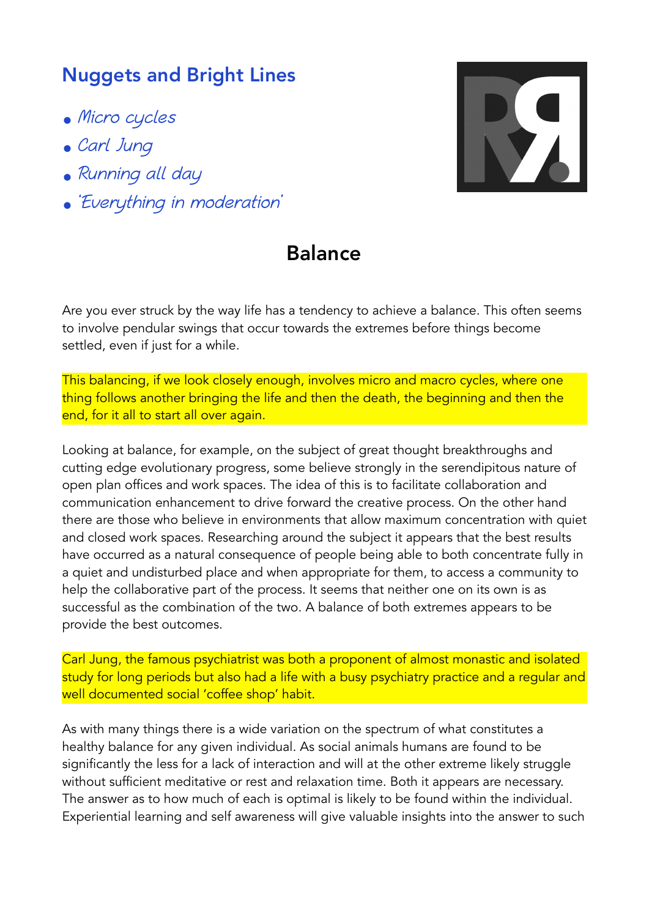## Nuggets and Bright Lines

- *Micro cycles*
- *Carl Jung*
- *Running all day*
- *'Everything in moderation'*

# Balance

Are you ever struck by the way life has a tendency to achieve a balance. This often seems to involve pendular swings that occur towards the extremes before things become settled, even if just for a while.

This balancing, if we look closely enough, involves micro and macro cycles, where one thing follows another bringing the life and then the death, the beginning and then the end, for it all to start all over again.

Looking at balance, for example, on the subject of great thought breakthroughs and cutting edge evolutionary progress, some believe strongly in the serendipitous nature of open plan offices and work spaces. The idea of this is to facilitate collaboration and communication enhancement to drive forward the creative process. On the other hand there are those who believe in environments that allow maximum concentration with quiet and closed work spaces. Researching around the subject it appears that the best results have occurred as a natural consequence of people being able to both concentrate fully in a quiet and undisturbed place and when appropriate for them, to access a community to help the collaborative part of the process. It seems that neither one on its own is as successful as the combination of the two. A balance of both extremes appears to be provide the best outcomes.

Carl Jung, the famous psychiatrist was both a proponent of almost monastic and isolated study for long periods but also had a life with a busy psychiatry practice and a regular and well documented social 'coffee shop' habit.

As with many things there is a wide variation on the spectrum of what constitutes a healthy balance for any given individual. As social animals humans are found to be significantly the less for a lack of interaction and will at the other extreme likely struggle without sufficient meditative or rest and relaxation time. Both it appears are necessary. The answer as to how much of each is optimal is likely to be found within the individual. Experiential learning and self awareness will give valuable insights into the answer to such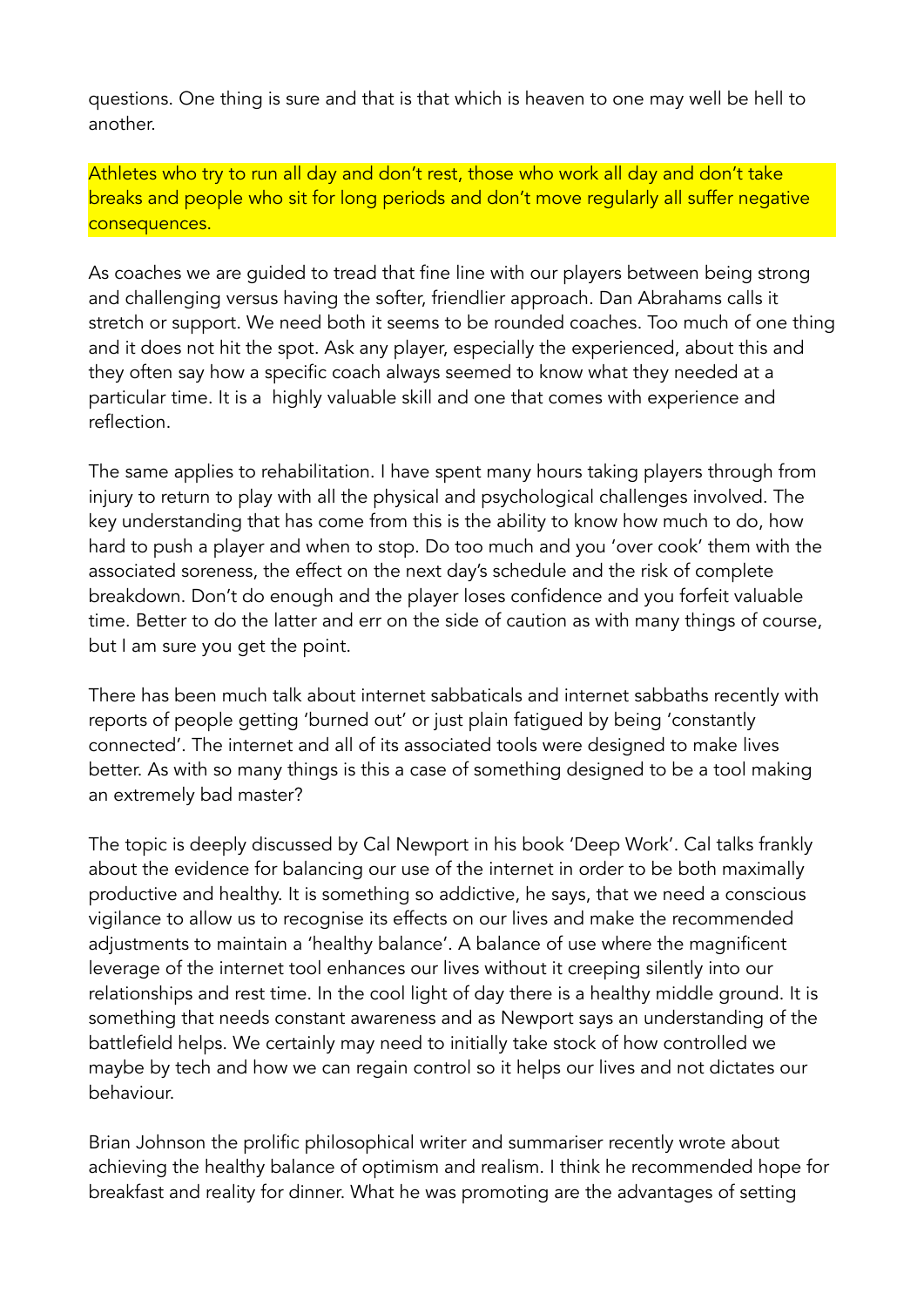questions. One thing is sure and that is that which is heaven to one may well be hell to another.

Athletes who try to run all day and don't rest, those who work all day and don't take breaks and people who sit for long periods and don't move regularly all suffer negative consequences.

As coaches we are guided to tread that fine line with our players between being strong and challenging versus having the softer, friendlier approach. Dan Abrahams calls it stretch or support. We need both it seems to be rounded coaches. Too much of one thing and it does not hit the spot. Ask any player, especially the experienced, about this and they often say how a specific coach always seemed to know what they needed at a particular time. It is a highly valuable skill and one that comes with experience and reflection.

The same applies to rehabilitation. I have spent many hours taking players through from injury to return to play with all the physical and psychological challenges involved. The key understanding that has come from this is the ability to know how much to do, how hard to push a player and when to stop. Do too much and you 'over cook' them with the associated soreness, the effect on the next day's schedule and the risk of complete breakdown. Don't do enough and the player loses confidence and you forfeit valuable time. Better to do the latter and err on the side of caution as with many things of course, but I am sure you get the point.

There has been much talk about internet sabbaticals and internet sabbaths recently with reports of people getting 'burned out' or just plain fatigued by being 'constantly connected'. The internet and all of its associated tools were designed to make lives better. As with so many things is this a case of something designed to be a tool making an extremely bad master?

The topic is deeply discussed by Cal Newport in his book 'Deep Work'. Cal talks frankly about the evidence for balancing our use of the internet in order to be both maximally productive and healthy. It is something so addictive, he says, that we need a conscious vigilance to allow us to recognise its effects on our lives and make the recommended adjustments to maintain a 'healthy balance'. A balance of use where the magnificent leverage of the internet tool enhances our lives without it creeping silently into our relationships and rest time. In the cool light of day there is a healthy middle ground. It is something that needs constant awareness and as Newport says an understanding of the battlefield helps. We certainly may need to initially take stock of how controlled we maybe by tech and how we can regain control so it helps our lives and not dictates our behaviour.

Brian Johnson the prolific philosophical writer and summariser recently wrote about achieving the healthy balance of optimism and realism. I think he recommended hope for breakfast and reality for dinner. What he was promoting are the advantages of setting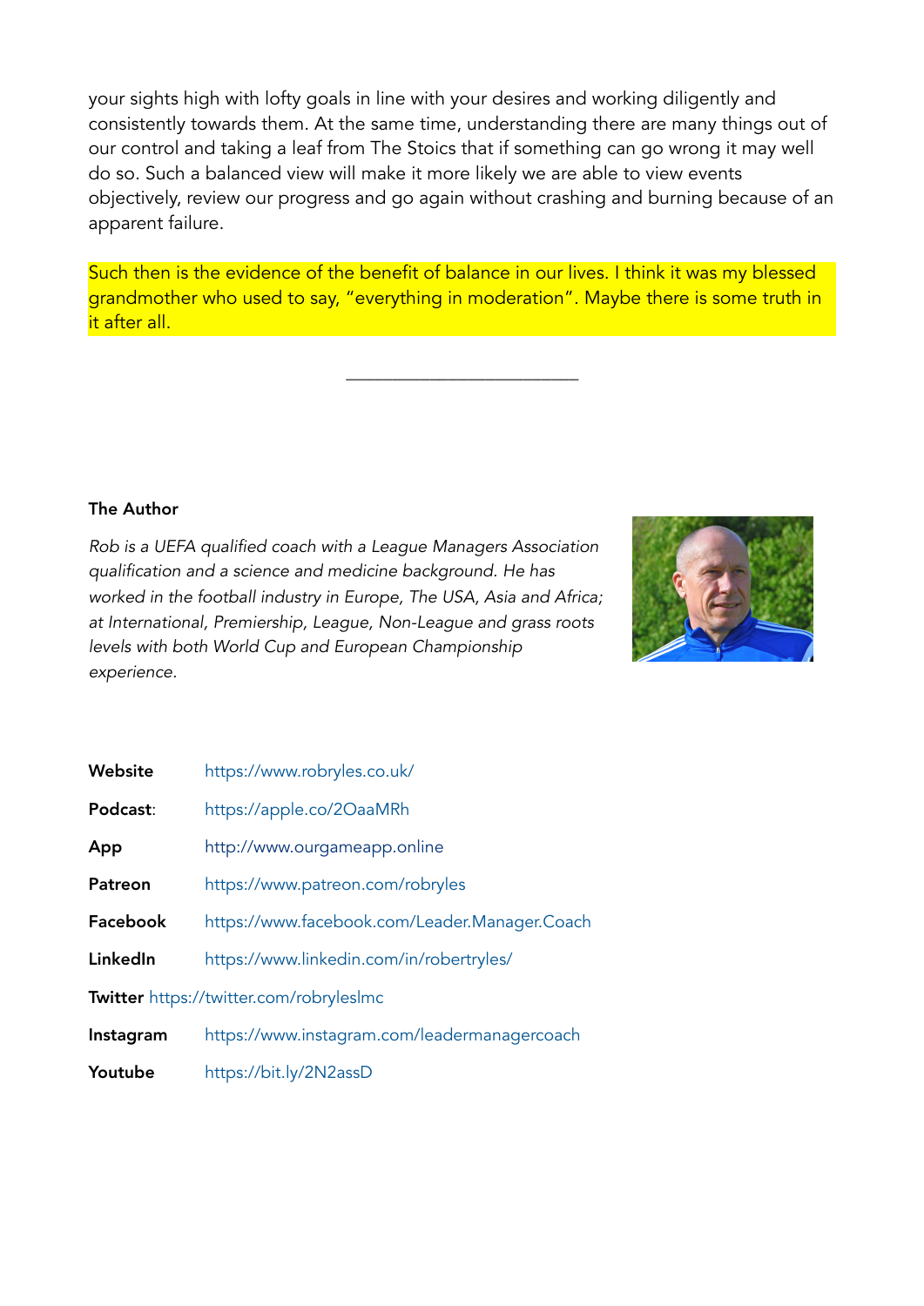your sights high with lofty goals in line with your desires and working diligently and consistently towards them. At the same time, understanding there are many things out of our control and taking a leaf from The Stoics that if something can go wrong it may well do so. Such a balanced view will make it more likely we are able to view events objectively, review our progress and go again without crashing and burning because of an apparent failure.

Such then is the evidence of the benefit of balance in our lives. I think it was my blessed grandmother who used to say, "everything in moderation". Maybe there is some truth in it after all.

---

**The Author**

*Rob is a UEFA qualified coach with a League Managers Association qualification and a science and medicine background. He has worked in the football industry in Europe, The USA, Asia and Africa; at International, Premiership, League, Non-League and grass roots levels with both World Cup and European Championship experience.*

**Website** https://www.robryles.co.uk/

**Podcast**: https://apple.co/2OaaMRh

**App** http://www.ourgameapp.online

**Patreon** https://www.patreon.com/robryles

**Facebook** https://www.facebook.com/Leader.Manager.Coach

**LinkedIn** https://www.linkedin.com/in/robertryles/

**Twitter** https://twitter.com/robryleslmc

**Instagram** https://www.instagram.com/leadermanagercoach

**Youtube** https://bit.ly/2N2assD